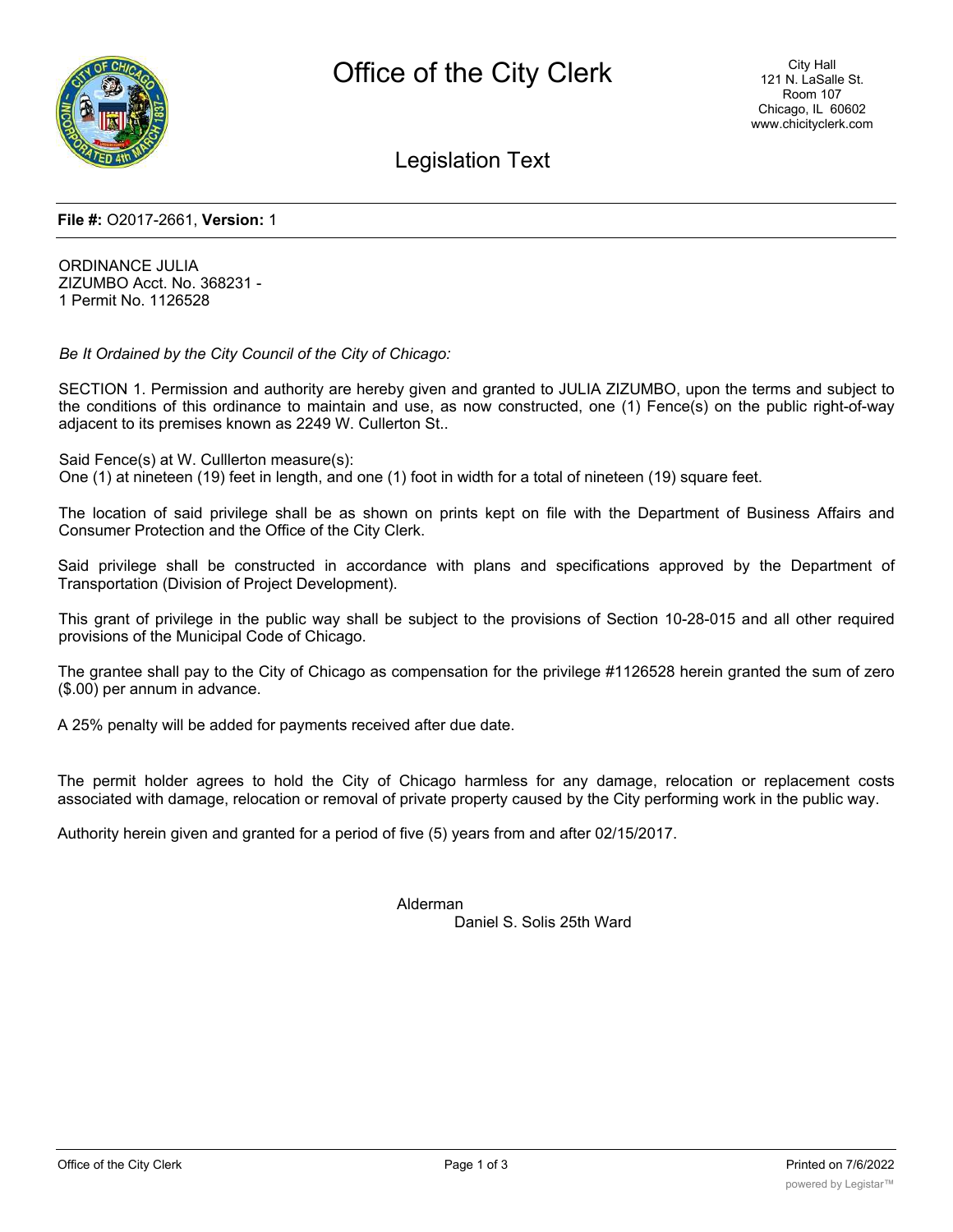# Office of the City Clerk

City Hall
121 N. LaSalle St.
Room 107
Chicago, IL 60602
www.chicityclerk.com

## Legislation Text

**File #:** O2017-2661, **Version:** 1

ORDINANCE JULIA
ZIZUMBO Acct. No. 368231 -
1 Permit No. 1126528

*Be It Ordained by the City Council of the City of Chicago:*

SECTION 1. Permission and authority are hereby given and granted to JULIA ZIZUMBO, upon the terms and subject to the conditions of this ordinance to maintain and use, as now constructed, one (1) Fence(s) on the public right-of-way adjacent to its premises known as 2249 W. Cullerton St..

Said Fence(s) at W. Culllerton measure(s):
One (1) at nineteen (19) feet in length, and one (1) foot in width for a total of nineteen (19) square feet.

The location of said privilege shall be as shown on prints kept on file with the Department of Business Affairs and Consumer Protection and the Office of the City Clerk.

Said privilege shall be constructed in accordance with plans and specifications approved by the Department of Transportation (Division of Project Development).

This grant of privilege in the public way shall be subject to the provisions of Section 10-28-015 and all other required provisions of the Municipal Code of Chicago.

The grantee shall pay to the City of Chicago as compensation for the privilege #1126528 herein granted the sum of zero ($.00) per annum in advance.

A 25% penalty will be added for payments received after due date.

The permit holder agrees to hold the City of Chicago harmless for any damage, relocation or replacement costs associated with damage, relocation or removal of private property caused by the City performing work in the public way.

Authority herein given and granted for a period of five (5) years from and after 02/15/2017.

Alderman
Daniel S. Solis 25th Ward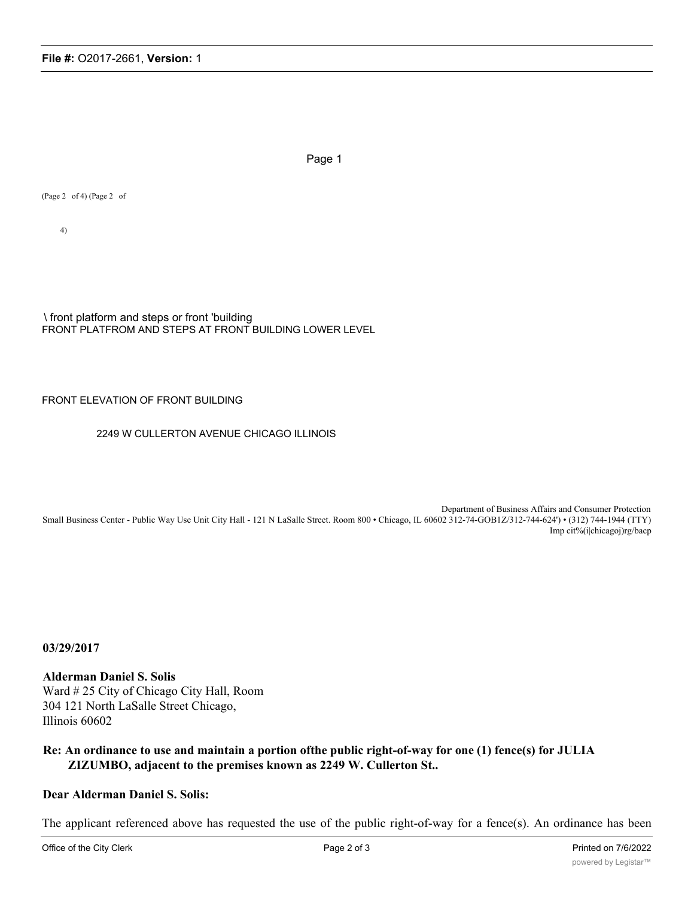Page 1

(Page 2 of 4) (Page 2 of

4)

\ front platform and steps or front 'building
FRONT PLATFROM AND STEPS AT FRONT BUILDING LOWER LEVEL

FRONT ELEVATION OF FRONT BUILDING

2249 W CULLERTON AVENUE CHICAGO ILLINOIS

Department of Business Affairs and Consumer Protection
Small Business Center - Public Way Use Unit City Hall - 121 N LaSalle Street. Room 800 • Chicago, IL 60602 312-74-GOB1Z/312-744-624') • (312) 744-1944 (TTY)
Imp cit%(i|chicagoj)rg/bacp

**03/29/2017**

**Alderman Daniel S. Solis**
Ward # 25 City of Chicago City Hall, Room 304 121 North LaSalle Street Chicago, Illinois 60602

**Re: An ordinance to use and maintain a portion ofthe public right-of-way for one (1) fence(s) for JULIA ZIZUMBO, adjacent to the premises known as 2249 W. Cullerton St..**

**Dear Alderman Daniel S. Solis:**

The applicant referenced above has requested the use of the public right-of-way for a fence(s). An ordinance has been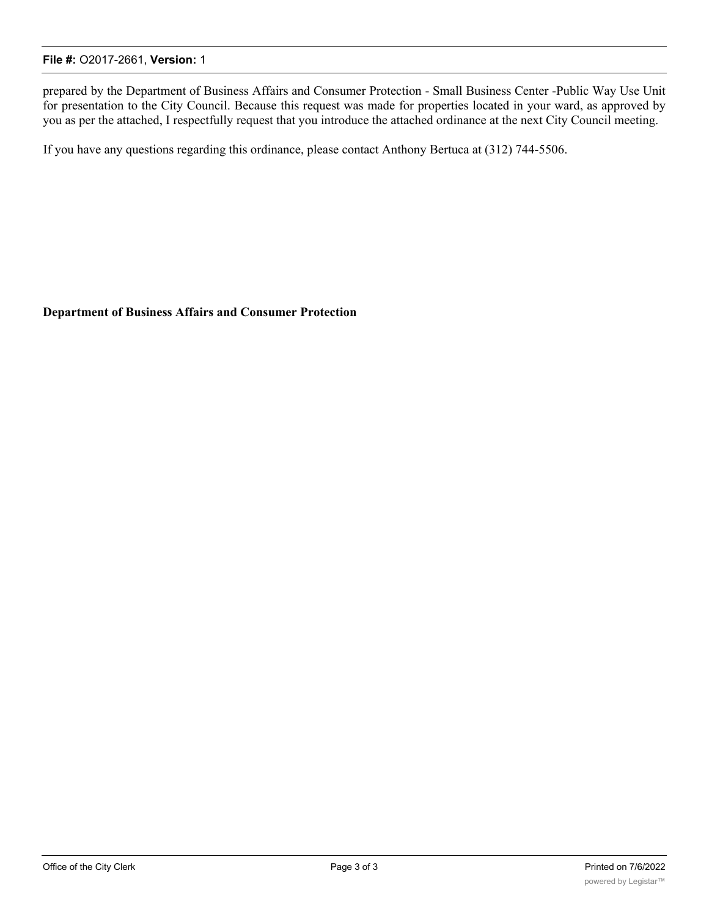prepared by the Department of Business Affairs and Consumer Protection - Small Business Center -Public Way Use Unit for presentation to the City Council. Because this request was made for properties located in your ward, as approved by you as per the attached, I respectfully request that you introduce the attached ordinance at the next City Council meeting.

If you have any questions regarding this ordinance, please contact Anthony Bertuca at (312) 744-5506.

**Department of Business Affairs and Consumer Protection**